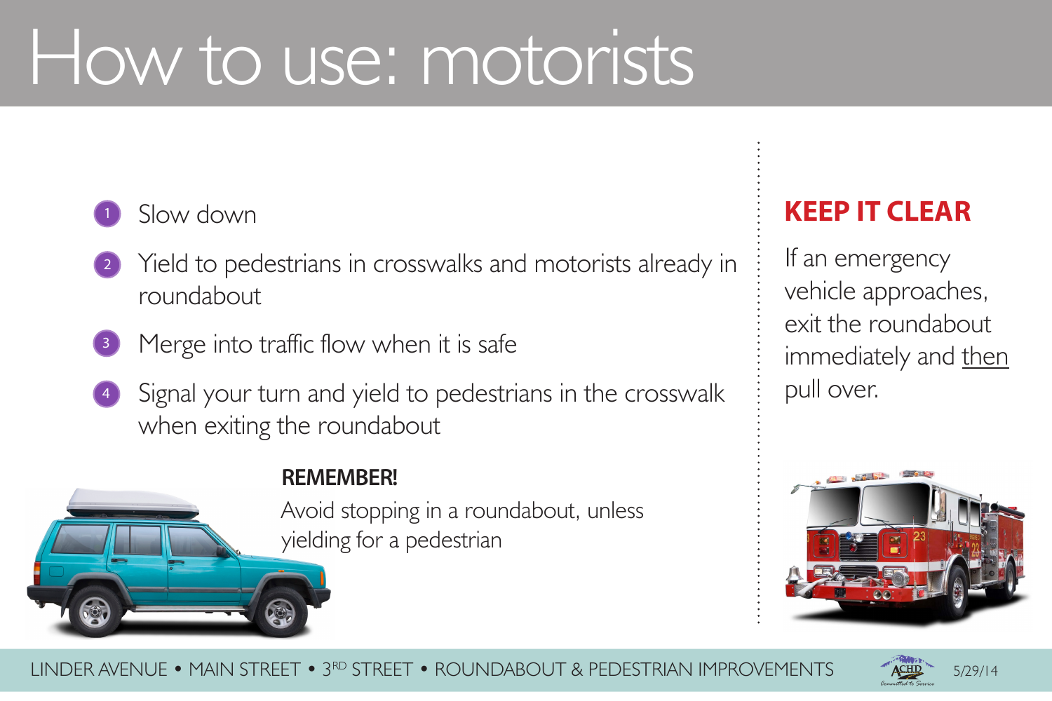# How to use: motorists

1. Slow down
2. Yield to pedestrians in crosswalks and motorists already in roundabout
3. Merge into traffic flow when it is safe
4. Signal your turn and yield to pedestrians in the crosswalk when exiting the roundabout

**REMEMBER!**

Avoid stopping in a roundabout, unless yielding for a pedestrian

## KEEP IT CLEAR

If an emergency vehicle approaches, exit the roundabout immediately and then pull over.

LINDER AVENUE • MAIN STREET • 3RD STREET • ROUNDABOUT & PEDESTRIAN IMPROVEMENTS

5/29/14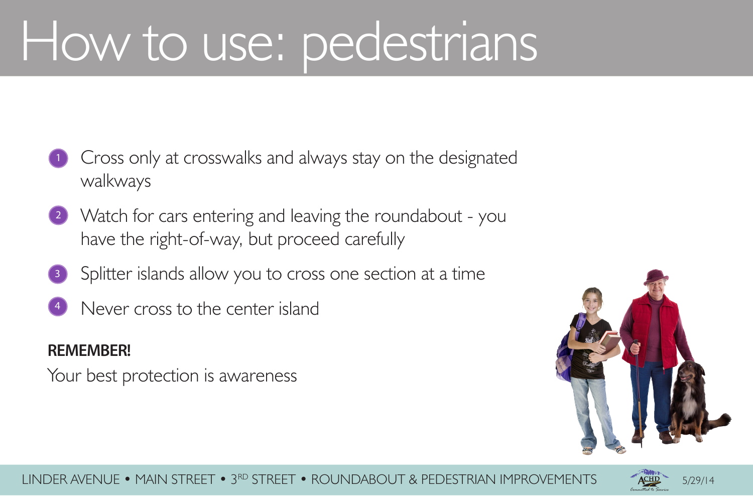# How to use: pedestrians

1. Cross only at crosswalks and always stay on the designated walkways
2. Watch for cars entering and leaving the roundabout - you have the right-of-way, but proceed carefully
3. Splitter islands allow you to cross one section at a time
4. Never cross to the center island

**REMEMBER!**

Your best protection is awareness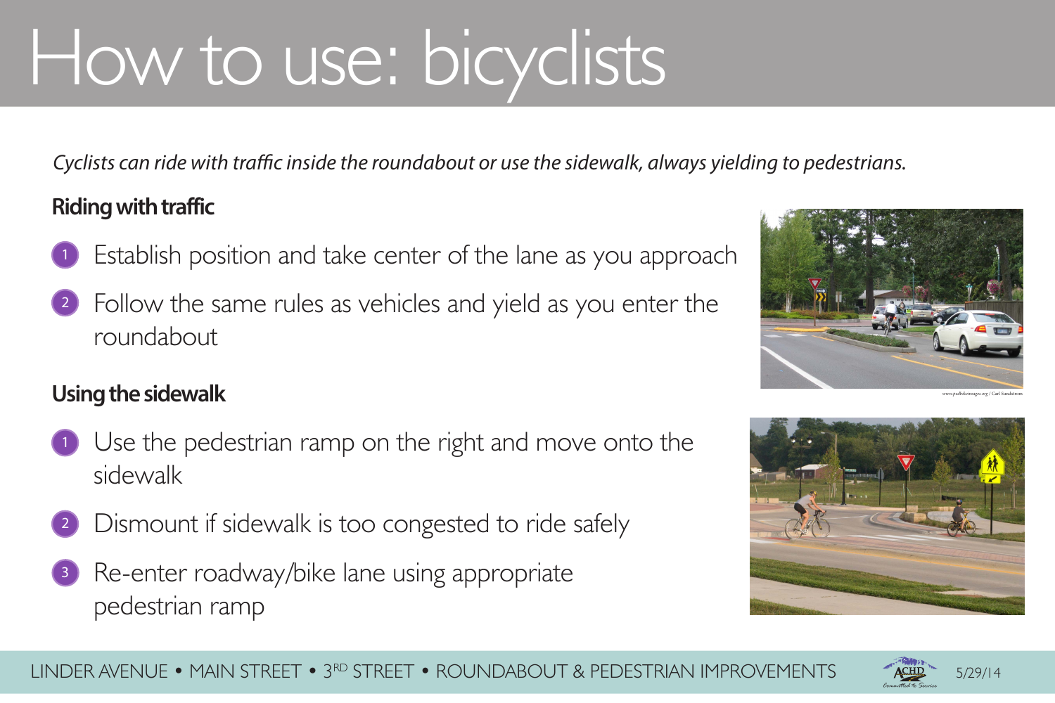# How to use: bicyclists

*Cyclists can ride with traffic inside the roundabout or use the sidewalk, always yielding to pedestrians.*

### Riding with traffic

1. Establish position and take center of the lane as you approach
2. Follow the same rules as vehicles and yield as you enter the roundabout

www.pedbikeimages.org / Carl Sundstrom

### Using the sidewalk

1. Use the pedestrian ramp on the right and move onto the sidewalk
2. Dismount if sidewalk is too congested to ride safely
3. Re-enter roadway/bike lane using appropriate pedestrian ramp

LINDER AVENUE • MAIN STREET • 3RD STREET • ROUNDABOUT & PEDESTRIAN IMPROVEMENTS

ACHD Committed to Service

5/29/14